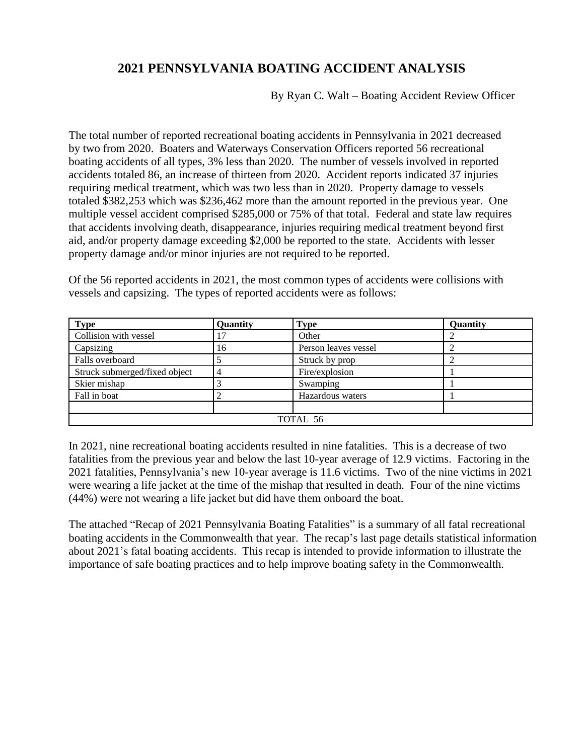# 2021 PENNSYLVANIA BOATING ACCIDENT ANALYSIS

By Ryan C. Walt – Boating Accident Review Officer

The total number of reported recreational boating accidents in Pennsylvania in 2021 decreased by two from 2020. Boaters and Waterways Conservation Officers reported 56 recreational boating accidents of all types, 3% less than 2020. The number of vessels involved in reported accidents totaled 86, an increase of thirteen from 2020. Accident reports indicated 37 injuries requiring medical treatment, which was two less than in 2020. Property damage to vessels totaled $382,253 which was $236,462 more than the amount reported in the previous year. One multiple vessel accident comprised $285,000 or 75% of that total. Federal and state law requires that accidents involving death, disappearance, injuries requiring medical treatment beyond first aid, and/or property damage exceeding $2,000 be reported to the state. Accidents with lesser property damage and/or minor injuries are not required to be reported.

Of the 56 reported accidents in 2021, the most common types of accidents were collisions with vessels and capsizing. The types of reported accidents were as follows:

| Type | Quantity | Type | Quantity |
|---|---|---|---|
| Collision with vessel | 17 | Other | 2 |
| Capsizing | 16 | Person leaves vessel | 2 |
| Falls overboard | 5 | Struck by prop | 2 |
| Struck submerged/fixed object | 4 | Fire/explosion | 1 |
| Skier mishap | 3 | Swamping | 1 |
| Fall in boat | 2 | Hazardous waters | 1 |
| | | | |
| TOTAL 56 | | | |

In 2021, nine recreational boating accidents resulted in nine fatalities. This is a decrease of two fatalities from the previous year and below the last 10-year average of 12.9 victims. Factoring in the 2021 fatalities, Pennsylvania's new 10-year average is 11.6 victims. Two of the nine victims in 2021 were wearing a life jacket at the time of the mishap that resulted in death. Four of the nine victims (44%) were not wearing a life jacket but did have them onboard the boat.

The attached "Recap of 2021 Pennsylvania Boating Fatalities" is a summary of all fatal recreational boating accidents in the Commonwealth that year. The recap's last page details statistical information about 2021's fatal boating accidents. This recap is intended to provide information to illustrate the importance of safe boating practices and to help improve boating safety in the Commonwealth.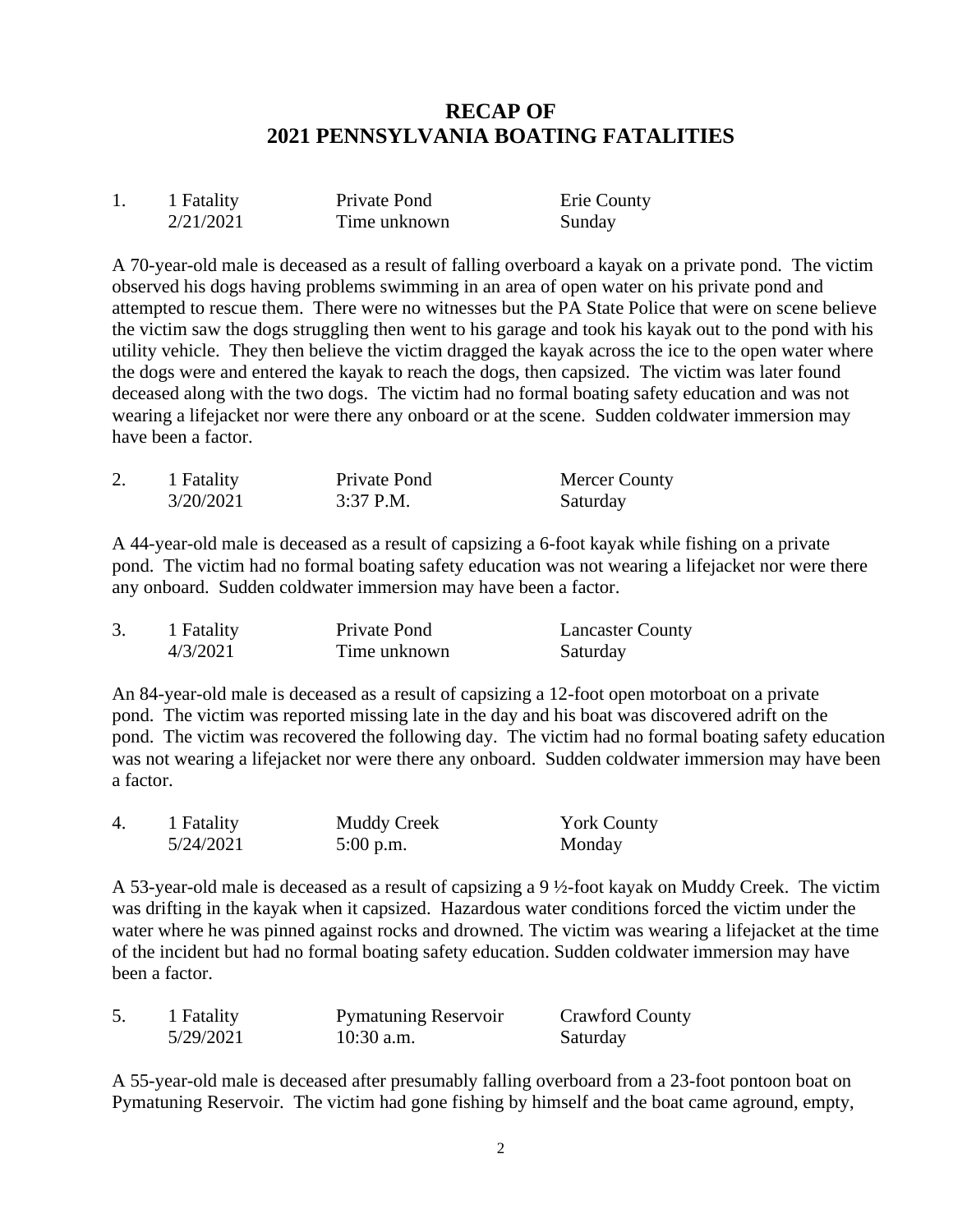# RECAP OF 2021 PENNSYLVANIA BOATING FATALITIES

| | | | |
|---|---|---|---|
| 1. | 1 Fatality | Private Pond | Erie County |
| | 2/21/2021 | Time unknown | Sunday |

A 70-year-old male is deceased as a result of falling overboard a kayak on a private pond. The victim observed his dogs having problems swimming in an area of open water on his private pond and attempted to rescue them. There were no witnesses but the PA State Police that were on scene believe the victim saw the dogs struggling then went to his garage and took his kayak out to the pond with his utility vehicle. They then believe the victim dragged the kayak across the ice to the open water where the dogs were and entered the kayak to reach the dogs, then capsized. The victim was later found deceased along with the two dogs. The victim had no formal boating safety education and was not wearing a lifejacket nor were there any onboard or at the scene. Sudden coldwater immersion may have been a factor.

| | | | |
|---|---|---|---|
| 2. | 1 Fatality | Private Pond | Mercer County |
| | 3/20/2021 | 3:37 P.M. | Saturday |

A 44-year-old male is deceased as a result of capsizing a 6-foot kayak while fishing on a private pond. The victim had no formal boating safety education was not wearing a lifejacket nor were there any onboard. Sudden coldwater immersion may have been a factor.

| | | | |
|---|---|---|---|
| 3. | 1 Fatality | Private Pond | Lancaster County |
| | 4/3/2021 | Time unknown | Saturday |

An 84-year-old male is deceased as a result of capsizing a 12-foot open motorboat on a private pond. The victim was reported missing late in the day and his boat was discovered adrift on the pond. The victim was recovered the following day. The victim had no formal boating safety education was not wearing a lifejacket nor were there any onboard. Sudden coldwater immersion may have been a factor.

| | | | |
|---|---|---|---|
| 4. | 1 Fatality | Muddy Creek | York County |
| | 5/24/2021 | 5:00 p.m. | Monday |

A 53-year-old male is deceased as a result of capsizing a 9 ½-foot kayak on Muddy Creek. The victim was drifting in the kayak when it capsized. Hazardous water conditions forced the victim under the water where he was pinned against rocks and drowned. The victim was wearing a lifejacket at the time of the incident but had no formal boating safety education. Sudden coldwater immersion may have been a factor.

| | | | |
|---|---|---|---|
| 5. | 1 Fatality | Pymatuning Reservoir | Crawford County |
| | 5/29/2021 | 10:30 a.m. | Saturday |

A 55-year-old male is deceased after presumably falling overboard from a 23-foot pontoon boat on Pymatuning Reservoir. The victim had gone fishing by himself and the boat came aground, empty,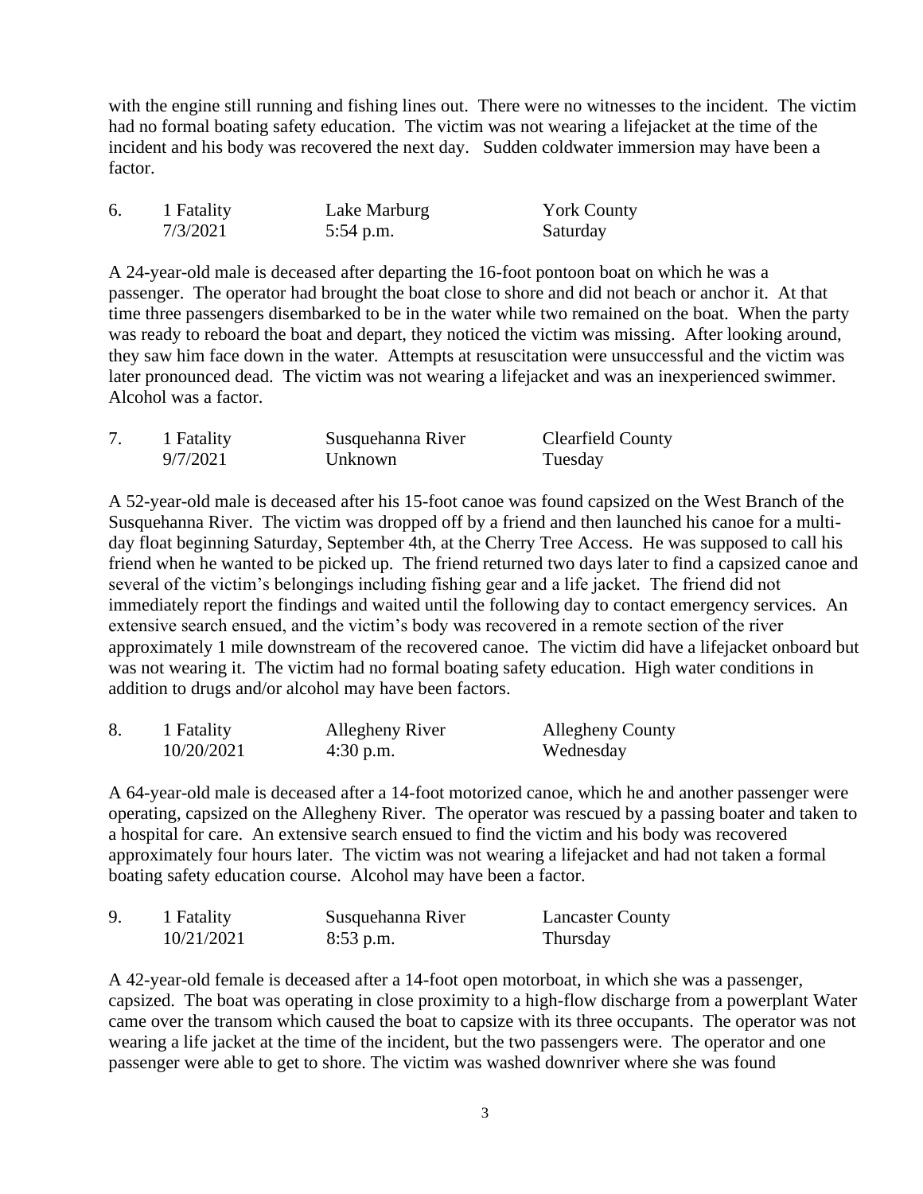with the engine still running and fishing lines out. There were no witnesses to the incident. The victim had no formal boating safety education. The victim was not wearing a lifejacket at the time of the incident and his body was recovered the next day. Sudden coldwater immersion may have been a factor.

| 6. | 1 Fatality | Lake Marburg | York County |
|---|---|---|---|
| | 7/3/2021 | 5:54 p.m. | Saturday |

A 24-year-old male is deceased after departing the 16-foot pontoon boat on which he was a passenger. The operator had brought the boat close to shore and did not beach or anchor it. At that time three passengers disembarked to be in the water while two remained on the boat. When the party was ready to reboard the boat and depart, they noticed the victim was missing. After looking around, they saw him face down in the water. Attempts at resuscitation were unsuccessful and the victim was later pronounced dead. The victim was not wearing a lifejacket and was an inexperienced swimmer. Alcohol was a factor.

| 7. | 1 Fatality | Susquehanna River | Clearfield County |
|---|---|---|---|
| | 9/7/2021 | Unknown | Tuesday |

A 52-year-old male is deceased after his 15-foot canoe was found capsized on the West Branch of the Susquehanna River. The victim was dropped off by a friend and then launched his canoe for a multi-day float beginning Saturday, September 4th, at the Cherry Tree Access. He was supposed to call his friend when he wanted to be picked up. The friend returned two days later to find a capsized canoe and several of the victim's belongings including fishing gear and a life jacket. The friend did not immediately report the findings and waited until the following day to contact emergency services. An extensive search ensued, and the victim's body was recovered in a remote section of the river approximately 1 mile downstream of the recovered canoe. The victim did have a lifejacket onboard but was not wearing it. The victim had no formal boating safety education. High water conditions in addition to drugs and/or alcohol may have been factors.

| 8. | 1 Fatality | Allegheny River | Allegheny County |
|---|---|---|---|
| | 10/20/2021 | 4:30 p.m. | Wednesday |

A 64-year-old male is deceased after a 14-foot motorized canoe, which he and another passenger were operating, capsized on the Allegheny River. The operator was rescued by a passing boater and taken to a hospital for care. An extensive search ensued to find the victim and his body was recovered approximately four hours later. The victim was not wearing a lifejacket and had not taken a formal boating safety education course. Alcohol may have been a factor.

| 9. | 1 Fatality | Susquehanna River | Lancaster County |
|---|---|---|---|
| | 10/21/2021 | 8:53 p.m. | Thursday |

A 42-year-old female is deceased after a 14-foot open motorboat, in which she was a passenger, capsized. The boat was operating in close proximity to a high-flow discharge from a powerplant Water came over the transom which caused the boat to capsize with its three occupants. The operator was not wearing a life jacket at the time of the incident, but the two passengers were. The operator and one passenger were able to get to shore. The victim was washed downriver where she was found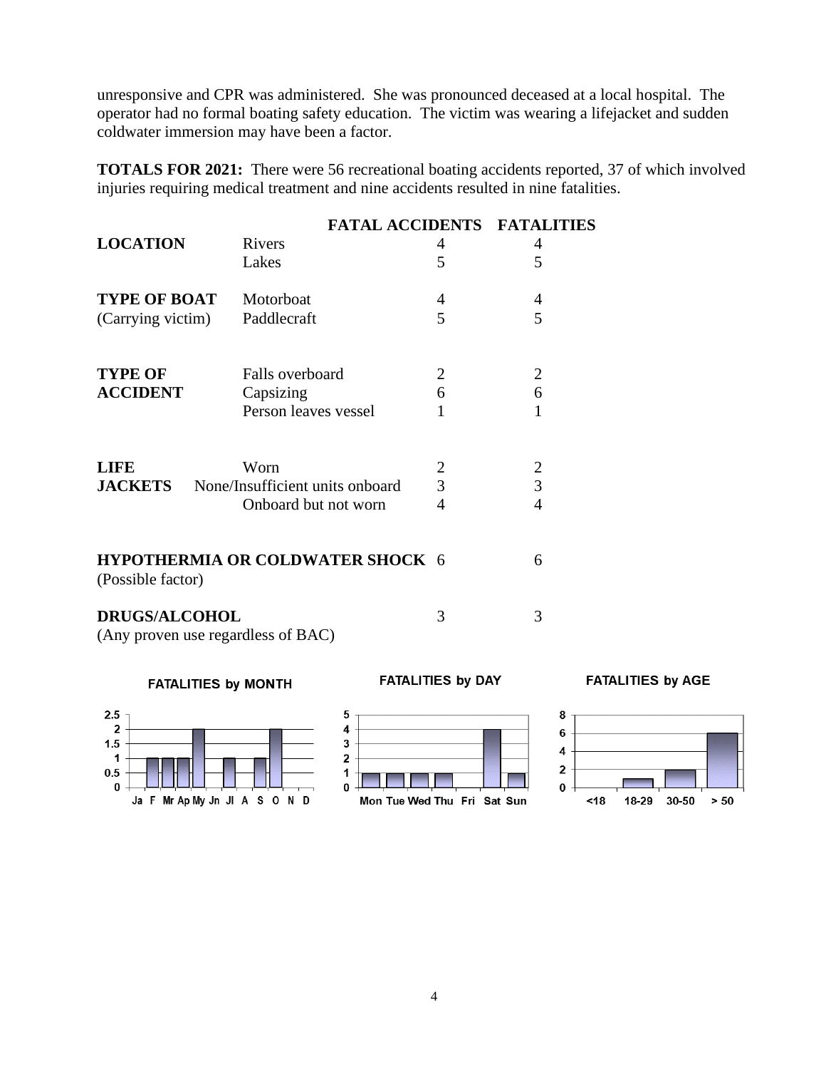unresponsive and CPR was administered. She was pronounced deceased at a local hospital. The operator had no formal boating safety education. The victim was wearing a lifejacket and sudden coldwater immersion may have been a factor.

**TOTALS FOR 2021:** There were 56 recreational boating accidents reported, 37 of which involved injuries requiring medical treatment and nine accidents resulted in nine fatalities.

| | | FATAL ACCIDENTS | FATALITIES |
|---|---|---|---|
| **LOCATION** | Rivers | 4 | 4 |
| | Lakes | 5 | 5 |
| **TYPE OF BOAT** (Carrying victim) | Motorboat | 4 | 4 |
| | Paddlecraft | 5 | 5 |
| **TYPE OF ACCIDENT** | Falls overboard | 2 | 2 |
| | Capsizing | 6 | 6 |
| | Person leaves vessel | 1 | 1 |
| **LIFE JACKETS** | Worn | 2 | 2 |
| | None/Insufficient units onboard | 3 | 3 |
| | Onboard but not worn | 4 | 4 |
| **HYPOTHERMIA OR COLDWATER SHOCK** (Possible factor) | | 6 | 6 |
| **DRUGS/ALCOHOL** (Any proven use regardless of BAC) | | 3 | 3 |

**FATALITIES by MONTH**

| Ja | F | Mr | Ap | My | Jn | Jl | A | S | O | N | D |
|---|---|---|---|---|---|---|---|---|---|---|---|
| 0 | 1 | 1 | 1 | 2 | 0 | 1 | 0 | 1 | 2 | 0 | 0 |

**FATALITIES by DAY**

| Mon | Tue | Wed | Thu | Fri | Sat | Sun |
|---|---|---|---|---|---|---|
| 1 | 1 | 1 | 1 | 0 | 4 | 1 |

**FATALITIES by AGE**

| <18 | 18-29 | 30-50 | > 50 |
|---|---|---|---|
| 0 | 1 | 2 | 6 |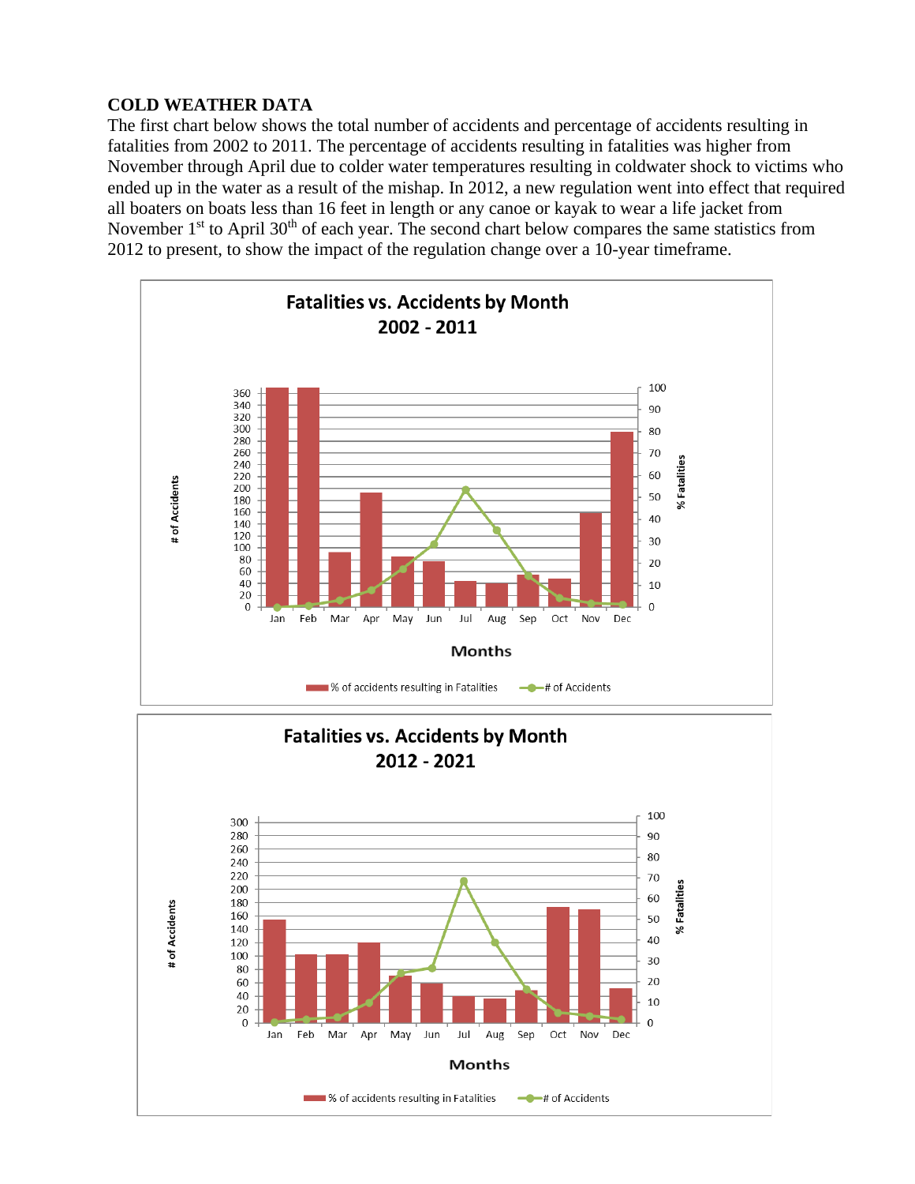## COLD WEATHER DATA

The first chart below shows the total number of accidents and percentage of accidents resulting in fatalities from 2002 to 2011. The percentage of accidents resulting in fatalities was higher from November through April due to colder water temperatures resulting in coldwater shock to victims who ended up in the water as a result of the mishap. In 2012, a new regulation went into effect that required all boaters on boats less than 16 feet in length or any canoe or kayak to wear a life jacket from November 1st to April 30th of each year. The second chart below compares the same statistics from 2012 to present, to show the impact of the regulation change over a 10-year timeframe.

**Fatalities vs. Accidents by Month**
**2002 - 2011**

# of Accidents
360
340
320
300
280
260
240
220
200
180
160
140
120
100
80
60
40
20
0

% Fatalities
100
90
80
70
60
50
40
30
20
10
0

Jan Feb Mar Apr May Jun Jul Aug Sep Oct Nov Dec

Months

% of accidents resulting in Fatalities — # of Accidents

**Fatalities vs. Accidents by Month**
**2012 - 2021**

# of Accidents
300
280
260
240
220
200
180
160
140
120
100
80
60
40
20
0

% Fatalities
100
90
80
70
60
50
40
30
20
10
0

Jan Feb Mar Apr May Jun Jul Aug Sep Oct Nov Dec

Months

% of accidents resulting in Fatalities — # of Accidents